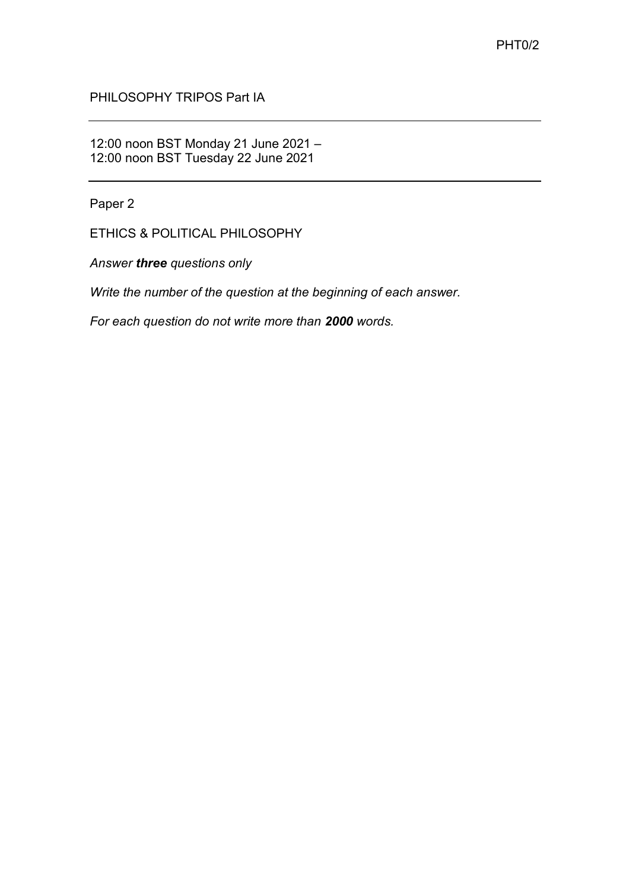PHT0/2

PHILOSOPHY TRIPOS Part IA

---

12:00 noon BST Monday 21 June 2021 –
12:00 noon BST Tuesday 22 June 2021

---

Paper 2

ETHICS & POLITICAL PHILOSOPHY

*Answer **three** questions only*

*Write the number of the question at the beginning of each answer.*

*For each question do not write more than **2000** words.*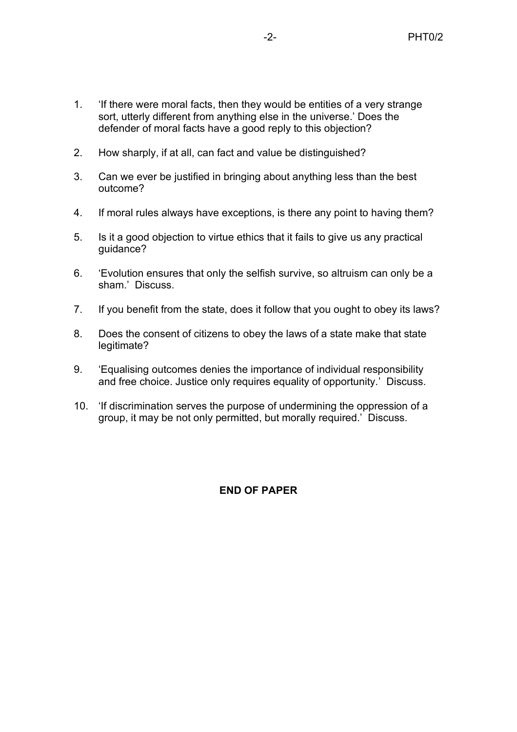1. 'If there were moral facts, then they would be entities of a very strange sort, utterly different from anything else in the universe.' Does the defender of moral facts have a good reply to this objection?

2. How sharply, if at all, can fact and value be distinguished?

3. Can we ever be justified in bringing about anything less than the best outcome?

4. If moral rules always have exceptions, is there any point to having them?

5. Is it a good objection to virtue ethics that it fails to give us any practical guidance?

6. 'Evolution ensures that only the selfish survive, so altruism can only be a sham.' Discuss.

7. If you benefit from the state, does it follow that you ought to obey its laws?

8. Does the consent of citizens to obey the laws of a state make that state legitimate?

9. 'Equalising outcomes denies the importance of individual responsibility and free choice. Justice only requires equality of opportunity.' Discuss.

10. 'If discrimination serves the purpose of undermining the oppression of a group, it may be not only permitted, but morally required.' Discuss.

**END OF PAPER**